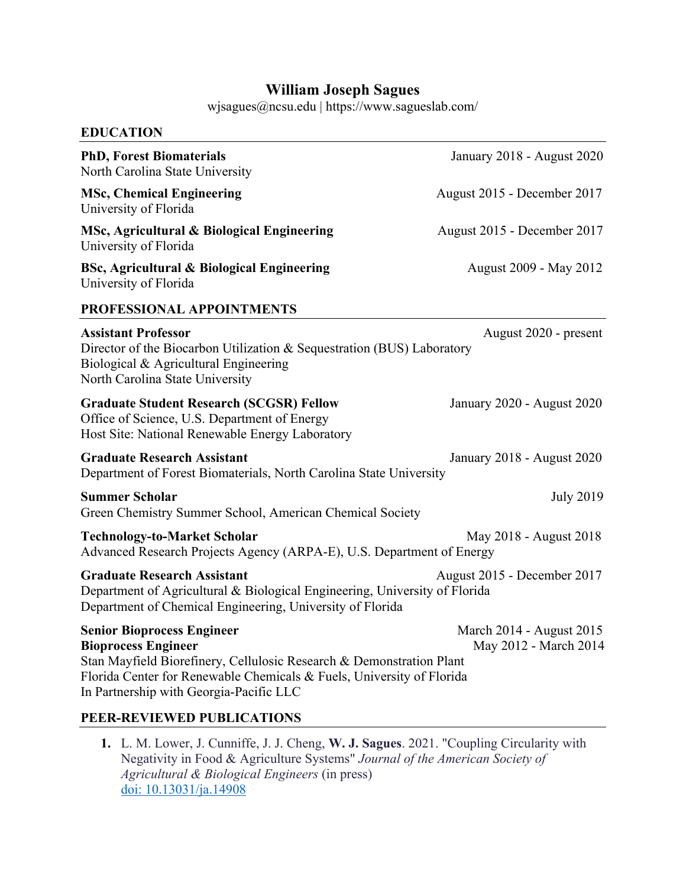# William Joseph Sagues

wjsagues@ncsu.edu | https://www.sagueslab.com/

## EDUCATION

**PhD, Forest Biomaterials** — January 2018 - August 2020
North Carolina State University

**MSc, Chemical Engineering** — August 2015 - December 2017
University of Florida

**MSc, Agricultural & Biological Engineering** — August 2015 - December 2017
University of Florida

**BSc, Agricultural & Biological Engineering** — August 2009 - May 2012
University of Florida

## PROFESSIONAL APPOINTMENTS

**Assistant Professor** — August 2020 - present
Director of the Biocarbon Utilization & Sequestration (BUS) Laboratory
Biological & Agricultural Engineering
North Carolina State University

**Graduate Student Research (SCGSR) Fellow** — January 2020 - August 2020
Office of Science, U.S. Department of Energy
Host Site: National Renewable Energy Laboratory

**Graduate Research Assistant** — January 2018 - August 2020
Department of Forest Biomaterials, North Carolina State University

**Summer Scholar** — July 2019
Green Chemistry Summer School, American Chemical Society

**Technology-to-Market Scholar** — May 2018 - August 2018
Advanced Research Projects Agency (ARPA-E), U.S. Department of Energy

**Graduate Research Assistant** — August 2015 - December 2017
Department of Agricultural & Biological Engineering, University of Florida
Department of Chemical Engineering, University of Florida

**Senior Bioprocess Engineer** — March 2014 - August 2015
**Bioprocess Engineer** — May 2012 - March 2014
Stan Mayfield Biorefinery, Cellulosic Research & Demonstration Plant
Florida Center for Renewable Chemicals & Fuels, University of Florida
In Partnership with Georgia-Pacific LLC

## PEER-REVIEWED PUBLICATIONS

1. L. M. Lower, J. Cunniffe, J. J. Cheng, **W. J. Sagues**. 2021. "Coupling Circularity with Negativity in Food & Agriculture Systems" *Journal of the American Society of Agricultural & Biological Engineers* (in press)
   [doi: 10.13031/ja.14908](https://doi.org/10.13031/ja.14908)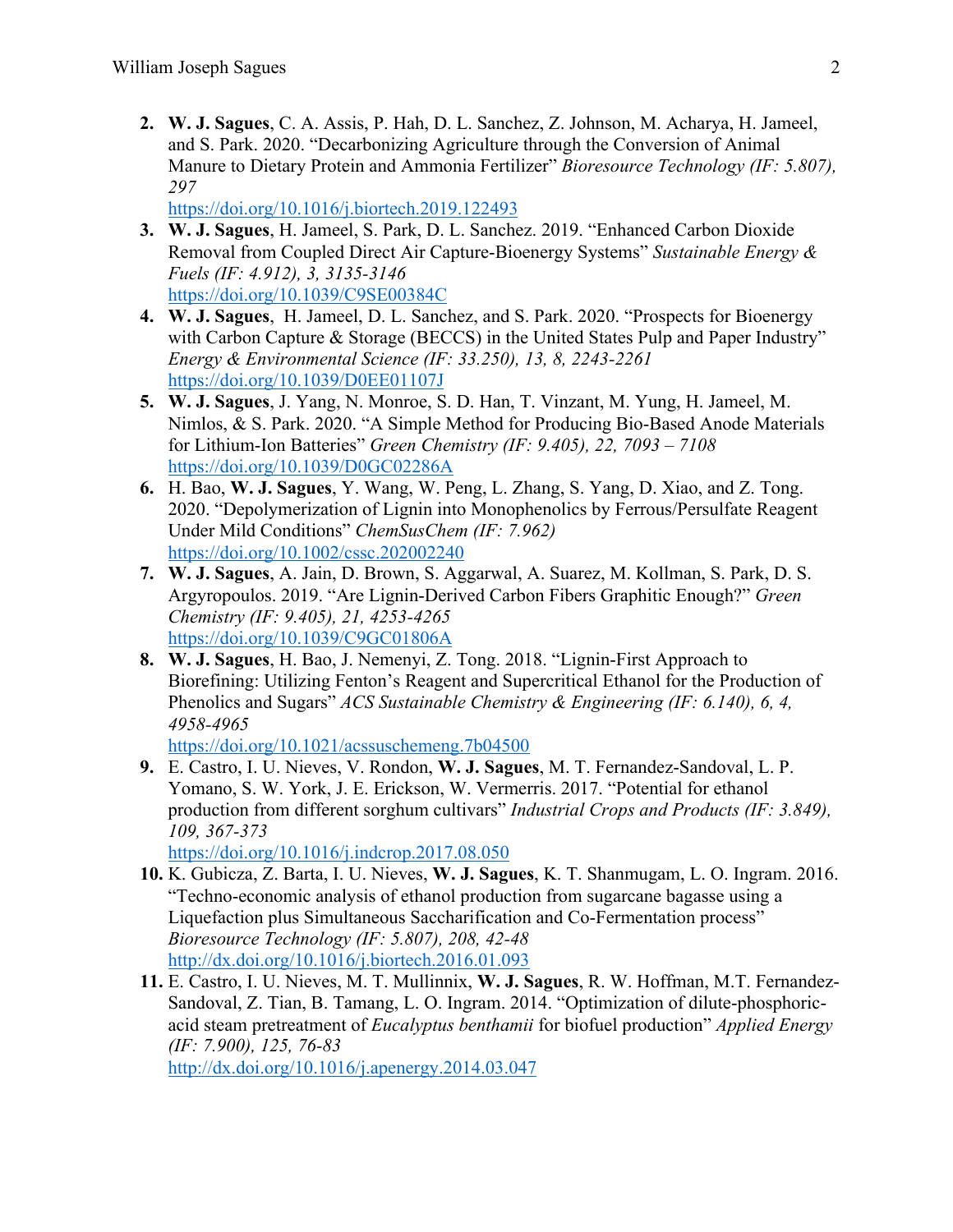2. **W. J. Sagues**, C. A. Assis, P. Hah, D. L. Sanchez, Z. Johnson, M. Acharya, H. Jameel, and S. Park. 2020. "Decarbonizing Agriculture through the Conversion of Animal Manure to Dietary Protein and Ammonia Fertilizer" *Bioresource Technology (IF: 5.807), 297*
   https://doi.org/10.1016/j.biortech.2019.122493
3. **W. J. Sagues**, H. Jameel, S. Park, D. L. Sanchez. 2019. "Enhanced Carbon Dioxide Removal from Coupled Direct Air Capture-Bioenergy Systems" *Sustainable Energy & Fuels (IF: 4.912), 3, 3135-3146*
   https://doi.org/10.1039/C9SE00384C
4. **W. J. Sagues**, H. Jameel, D. L. Sanchez, and S. Park. 2020. "Prospects for Bioenergy with Carbon Capture & Storage (BECCS) in the United States Pulp and Paper Industry" *Energy & Environmental Science (IF: 33.250), 13, 8, 2243-2261*
   https://doi.org/10.1039/D0EE01107J
5. **W. J. Sagues**, J. Yang, N. Monroe, S. D. Han, T. Vinzant, M. Yung, H. Jameel, M. Nimlos, & S. Park. 2020. "A Simple Method for Producing Bio-Based Anode Materials for Lithium-Ion Batteries" *Green Chemistry (IF: 9.405), 22, 7093 – 7108*
   https://doi.org/10.1039/D0GC02286A
6. H. Bao, **W. J. Sagues**, Y. Wang, W. Peng, L. Zhang, S. Yang, D. Xiao, and Z. Tong. 2020. "Depolymerization of Lignin into Monophenolics by Ferrous/Persulfate Reagent Under Mild Conditions" *ChemSusChem (IF: 7.962)*
   https://doi.org/10.1002/cssc.202002240
7. **W. J. Sagues**, A. Jain, D. Brown, S. Aggarwal, A. Suarez, M. Kollman, S. Park, D. S. Argyropoulos. 2019. "Are Lignin-Derived Carbon Fibers Graphitic Enough?" *Green Chemistry (IF: 9.405), 21, 4253-4265*
   https://doi.org/10.1039/C9GC01806A
8. **W. J. Sagues**, H. Bao, J. Nemenyi, Z. Tong. 2018. "Lignin-First Approach to Biorefining: Utilizing Fenton's Reagent and Supercritical Ethanol for the Production of Phenolics and Sugars" *ACS Sustainable Chemistry & Engineering (IF: 6.140), 6, 4, 4958-4965*
   https://doi.org/10.1021/acssuschemeng.7b04500
9. E. Castro, I. U. Nieves, V. Rondon, **W. J. Sagues**, M. T. Fernandez-Sandoval, L. P. Yomano, S. W. York, J. E. Erickson, W. Vermerris. 2017. "Potential for ethanol production from different sorghum cultivars" *Industrial Crops and Products (IF: 3.849), 109, 367-373*
   https://doi.org/10.1016/j.indcrop.2017.08.050
10. K. Gubicza, Z. Barta, I. U. Nieves, **W. J. Sagues**, K. T. Shanmugam, L. O. Ingram. 2016. "Techno-economic analysis of ethanol production from sugarcane bagasse using a Liquefaction plus Simultaneous Saccharification and Co-Fermentation process" *Bioresource Technology (IF: 5.807), 208, 42-48*
    http://dx.doi.org/10.1016/j.biortech.2016.01.093
11. E. Castro, I. U. Nieves, M. T. Mullinnix, **W. J. Sagues**, R. W. Hoffman, M.T. Fernandez-Sandoval, Z. Tian, B. Tamang, L. O. Ingram. 2014. "Optimization of dilute-phosphoric-acid steam pretreatment of *Eucalyptus benthamii* for biofuel production" *Applied Energy (IF: 7.900), 125, 76-83*
    http://dx.doi.org/10.1016/j.apenergy.2014.03.047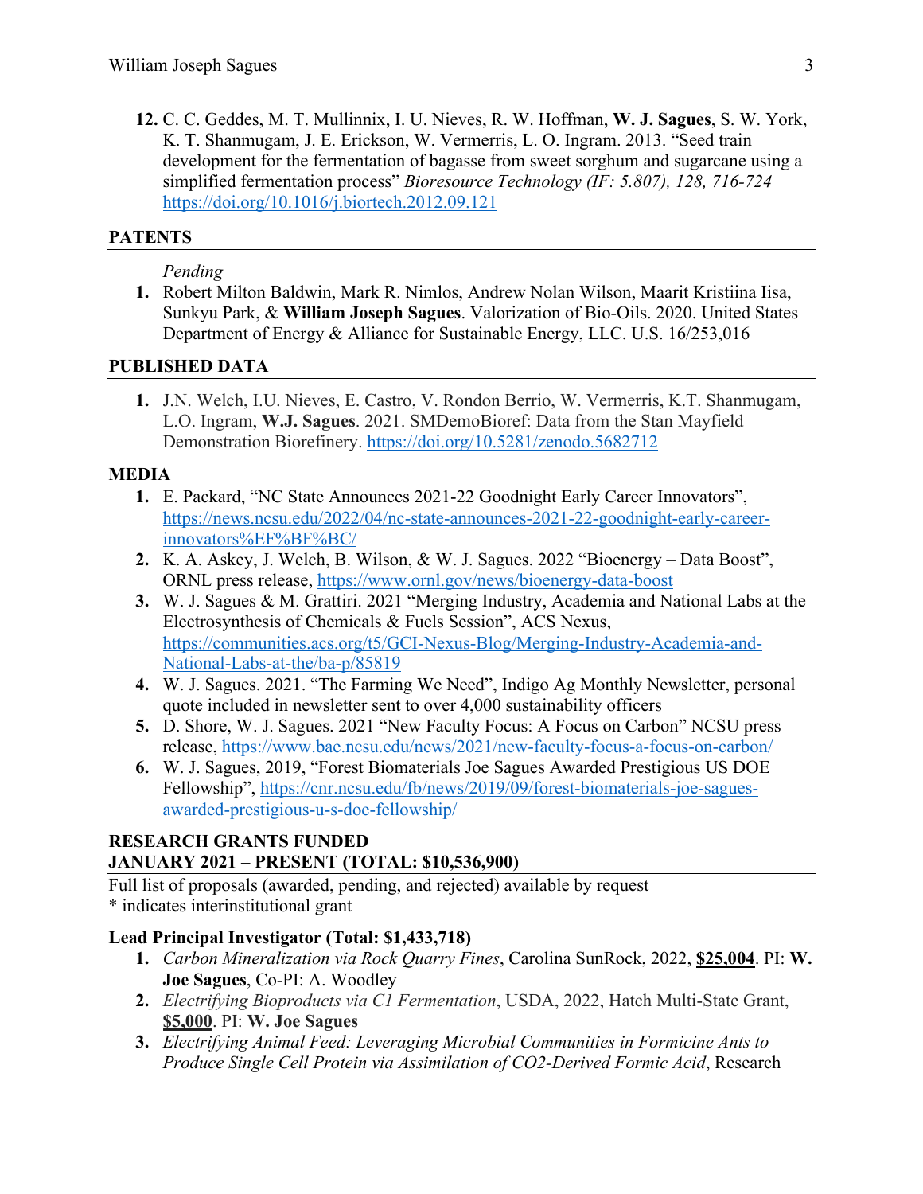12. C. C. Geddes, M. T. Mullinnix, I. U. Nieves, R. W. Hoffman, **W. J. Sagues**, S. W. York, K. T. Shanmugam, J. E. Erickson, W. Vermerris, L. O. Ingram. 2013. "Seed train development for the fermentation of bagasse from sweet sorghum and sugarcane using a simplified fermentation process" *Bioresource Technology (IF: 5.807), 128, 716-724* https://doi.org/10.1016/j.biortech.2012.09.121

## PATENTS

*Pending*

1. Robert Milton Baldwin, Mark R. Nimlos, Andrew Nolan Wilson, Maarit Kristiina Iisa, Sunkyu Park, & **William Joseph Sagues**. Valorization of Bio-Oils. 2020. United States Department of Energy & Alliance for Sustainable Energy, LLC. U.S. 16/253,016

## PUBLISHED DATA

1. J.N. Welch, I.U. Nieves, E. Castro, V. Rondon Berrio, W. Vermerris, K.T. Shanmugam, L.O. Ingram, **W.J. Sagues**. 2021. SMDemoBioref: Data from the Stan Mayfield Demonstration Biorefinery. https://doi.org/10.5281/zenodo.5682712

## MEDIA

1. E. Packard, "NC State Announces 2021-22 Goodnight Early Career Innovators", https://news.ncsu.edu/2022/04/nc-state-announces-2021-22-goodnight-early-career-innovators%EF%BF%BC/
2. K. A. Askey, J. Welch, B. Wilson, & W. J. Sagues. 2022 "Bioenergy – Data Boost", ORNL press release, https://www.ornl.gov/news/bioenergy-data-boost
3. W. J. Sagues & M. Grattiri. 2021 "Merging Industry, Academia and National Labs at the Electrosynthesis of Chemicals & Fuels Session", ACS Nexus, https://communities.acs.org/t5/GCI-Nexus-Blog/Merging-Industry-Academia-and-National-Labs-at-the/ba-p/85819
4. W. J. Sagues. 2021. "The Farming We Need", Indigo Ag Monthly Newsletter, personal quote included in newsletter sent to over 4,000 sustainability officers
5. D. Shore, W. J. Sagues. 2021 "New Faculty Focus: A Focus on Carbon" NCSU press release, https://www.bae.ncsu.edu/news/2021/new-faculty-focus-a-focus-on-carbon/
6. W. J. Sagues, 2019, "Forest Biomaterials Joe Sagues Awarded Prestigious US DOE Fellowship", https://cnr.ncsu.edu/fb/news/2019/09/forest-biomaterials-joe-sagues-awarded-prestigious-u-s-doe-fellowship/

## RESEARCH GRANTS FUNDED
## JANUARY 2021 – PRESENT (TOTAL: $10,536,900)

Full list of proposals (awarded, pending, and rejected) available by request
* indicates interinstitutional grant

### Lead Principal Investigator (Total: $1,433,718)

1. *Carbon Mineralization via Rock Quarry Fines*, Carolina SunRock, 2022, **$25,004**. PI: **W. Joe Sagues**, Co-PI: A. Woodley
2. *Electrifying Bioproducts via C1 Fermentation*, USDA, 2022, Hatch Multi-State Grant, **$5,000**. PI: **W. Joe Sagues**
3. *Electrifying Animal Feed: Leveraging Microbial Communities in Formicine Ants to Produce Single Cell Protein via Assimilation of CO2-Derived Formic Acid*, Research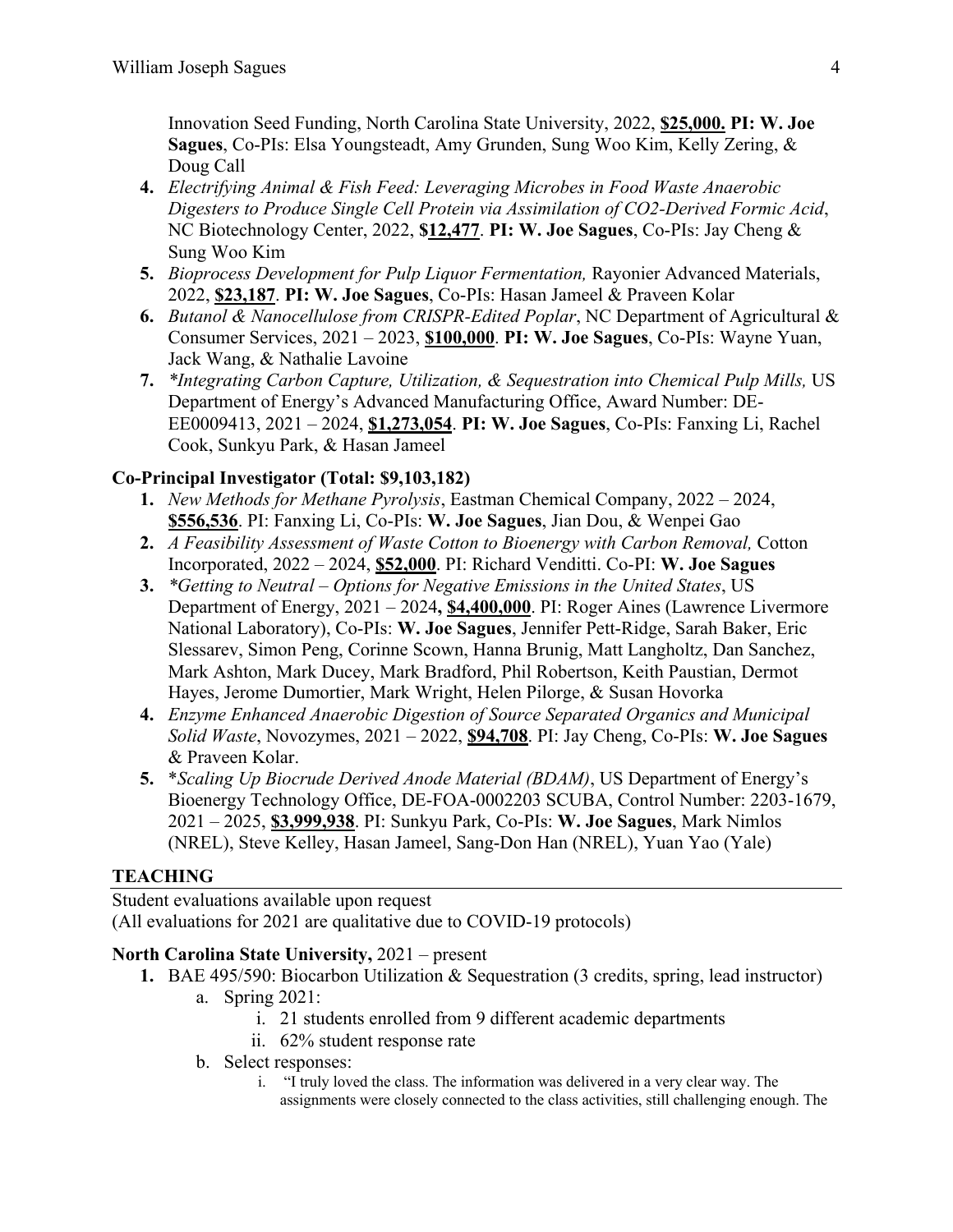Innovation Seed Funding, North Carolina State University, 2022, **$25,000.** **PI: W. Joe Sagues**, Co-PIs: Elsa Youngsteadt, Amy Grunden, Sung Woo Kim, Kelly Zering, & Doug Call

4. *Electrifying Animal & Fish Feed: Leveraging Microbes in Food Waste Anaerobic Digesters to Produce Single Cell Protein via Assimilation of CO2-Derived Formic Acid*, NC Biotechnology Center, 2022, **$12,477**. **PI: W. Joe Sagues**, Co-PIs: Jay Cheng & Sung Woo Kim
5. *Bioprocess Development for Pulp Liquor Fermentation,* Rayonier Advanced Materials, 2022, **$23,187**. **PI: W. Joe Sagues**, Co-PIs: Hasan Jameel & Praveen Kolar
6. *Butanol & Nanocellulose from CRISPR-Edited Poplar*, NC Department of Agricultural & Consumer Services, 2021 – 2023, **$100,000**. **PI: W. Joe Sagues**, Co-PIs: Wayne Yuan, Jack Wang, & Nathalie Lavoine
7. *\*Integrating Carbon Capture, Utilization, & Sequestration into Chemical Pulp Mills,* US Department of Energy's Advanced Manufacturing Office, Award Number: DE-EE0009413, 2021 – 2024, **$1,273,054**. **PI: W. Joe Sagues**, Co-PIs: Fanxing Li, Rachel Cook, Sunkyu Park, & Hasan Jameel

**Co-Principal Investigator (Total: $9,103,182)**

1. *New Methods for Methane Pyrolysis*, Eastman Chemical Company, 2022 – 2024, **$556,536**. PI: Fanxing Li, Co-PIs: **W. Joe Sagues**, Jian Dou, & Wenpei Gao
2. *A Feasibility Assessment of Waste Cotton to Bioenergy with Carbon Removal,* Cotton Incorporated, 2022 – 2024, **$52,000**. PI: Richard Venditti. Co-PI: **W. Joe Sagues**
3. *\*Getting to Neutral – Options for Negative Emissions in the United States*, US Department of Energy, 2021 – 2024**, $4,400,000**. PI: Roger Aines (Lawrence Livermore National Laboratory), Co-PIs: **W. Joe Sagues**, Jennifer Pett-Ridge, Sarah Baker, Eric Slessarev, Simon Peng, Corinne Scown, Hanna Brunig, Matt Langholtz, Dan Sanchez, Mark Ashton, Mark Ducey, Mark Bradford, Phil Robertson, Keith Paustian, Dermot Hayes, Jerome Dumortier, Mark Wright, Helen Pilorge, & Susan Hovorka
4. *Enzyme Enhanced Anaerobic Digestion of Source Separated Organics and Municipal Solid Waste*, Novozymes, 2021 – 2022, **$94,708**. PI: Jay Cheng, Co-PIs: **W. Joe Sagues** & Praveen Kolar.
5. \**Scaling Up Biocrude Derived Anode Material (BDAM)*, US Department of Energy's Bioenergy Technology Office, DE-FOA-0002203 SCUBA, Control Number: 2203-1679, 2021 – 2025, **$3,999,938**. PI: Sunkyu Park, Co-PIs: **W. Joe Sagues**, Mark Nimlos (NREL), Steve Kelley, Hasan Jameel, Sang-Don Han (NREL), Yuan Yao (Yale)

## TEACHING

Student evaluations available upon request
(All evaluations for 2021 are qualitative due to COVID-19 protocols)

**North Carolina State University,** 2021 – present

1. BAE 495/590: Biocarbon Utilization & Sequestration (3 credits, spring, lead instructor)
   a. Spring 2021:
      i. 21 students enrolled from 9 different academic departments
      ii. 62% student response rate
   b. Select responses:
      i. "I truly loved the class. The information was delivered in a very clear way. The assignments were closely connected to the class activities, still challenging enough. The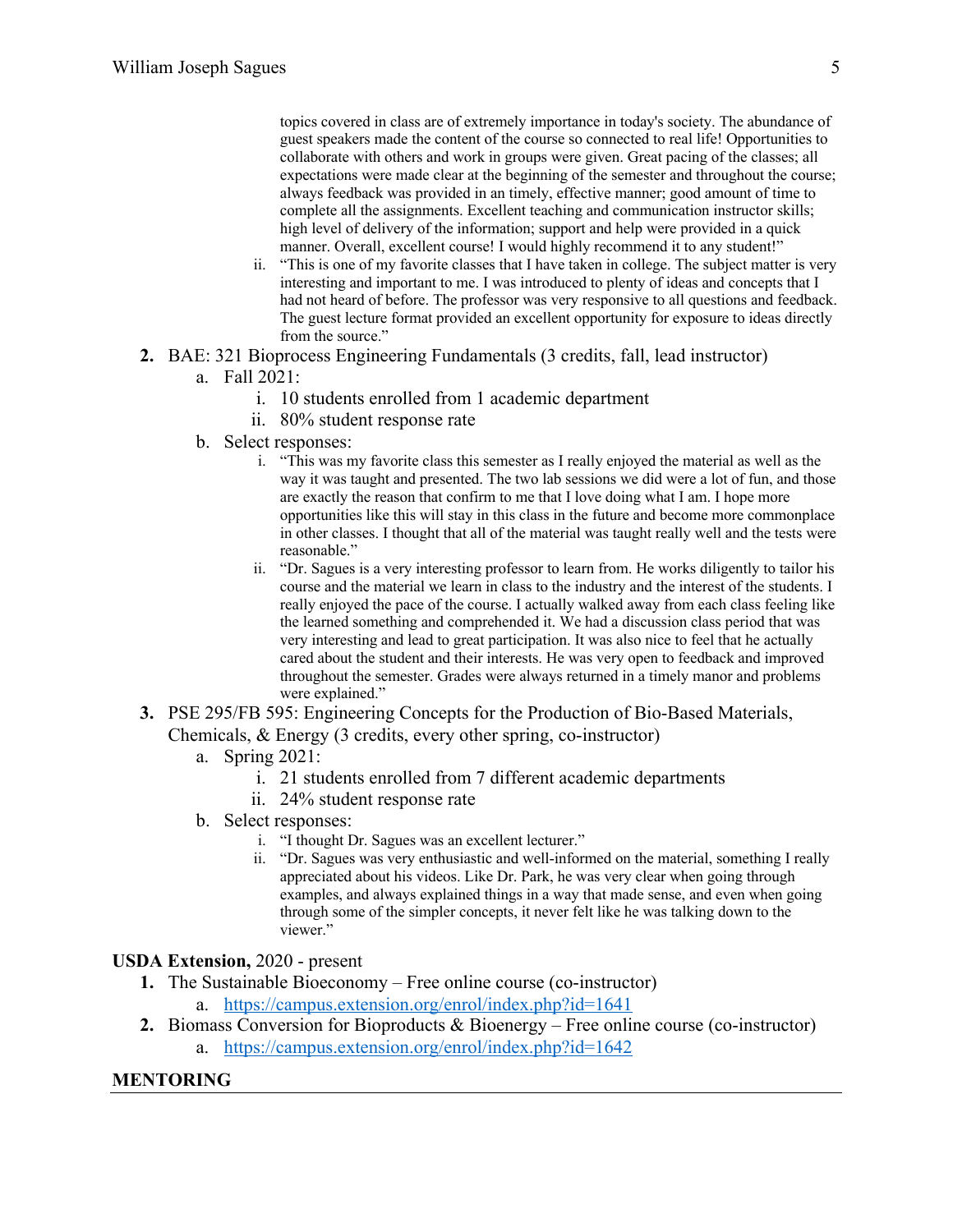topics covered in class are of extremely importance in today's society. The abundance of guest speakers made the content of the course so connected to real life! Opportunities to collaborate with others and work in groups were given. Great pacing of the classes; all expectations were made clear at the beginning of the semester and throughout the course; always feedback was provided in an timely, effective manner; good amount of time to complete all the assignments. Excellent teaching and communication instructor skills; high level of delivery of the information; support and help were provided in a quick manner. Overall, excellent course! I would highly recommend it to any student!"

   ii. "This is one of my favorite classes that I have taken in college. The subject matter is very interesting and important to me. I was introduced to plenty of ideas and concepts that I had not heard of before. The professor was very responsive to all questions and feedback. The guest lecture format provided an excellent opportunity for exposure to ideas directly from the source."

**2.** BAE: 321 Bioprocess Engineering Fundamentals (3 credits, fall, lead instructor)
   a. Fall 2021:
      i. 10 students enrolled from 1 academic department
      ii. 80% student response rate
   b. Select responses:
      i. "This was my favorite class this semester as I really enjoyed the material as well as the way it was taught and presented. The two lab sessions we did were a lot of fun, and those are exactly the reason that confirm to me that I love doing what I am. I hope more opportunities like this will stay in this class in the future and become more commonplace in other classes. I thought that all of the material was taught really well and the tests were reasonable."
      ii. "Dr. Sagues is a very interesting professor to learn from. He works diligently to tailor his course and the material we learn in class to the industry and the interest of the students. I really enjoyed the pace of the course. I actually walked away from each class feeling like the learned something and comprehended it. We had a discussion class period that was very interesting and lead to great participation. It was also nice to feel that he actually cared about the student and their interests. He was very open to feedback and improved throughout the semester. Grades were always returned in a timely manor and problems were explained."

**3.** PSE 295/FB 595: Engineering Concepts for the Production of Bio-Based Materials, Chemicals, & Energy (3 credits, every other spring, co-instructor)
   a. Spring 2021:
      i. 21 students enrolled from 7 different academic departments
      ii. 24% student response rate
   b. Select responses:
      i. "I thought Dr. Sagues was an excellent lecturer."
      ii. "Dr. Sagues was very enthusiastic and well-informed on the material, something I really appreciated about his videos. Like Dr. Park, he was very clear when going through examples, and always explained things in a way that made sense, and even when going through some of the simpler concepts, it never felt like he was talking down to the viewer."

**USDA Extension,** 2020 - present

1. The Sustainable Bioeconomy – Free online course (co-instructor)
   a. https://campus.extension.org/enrol/index.php?id=1641
2. Biomass Conversion for Bioproducts & Bioenergy – Free online course (co-instructor)
   a. https://campus.extension.org/enrol/index.php?id=1642

## MENTORING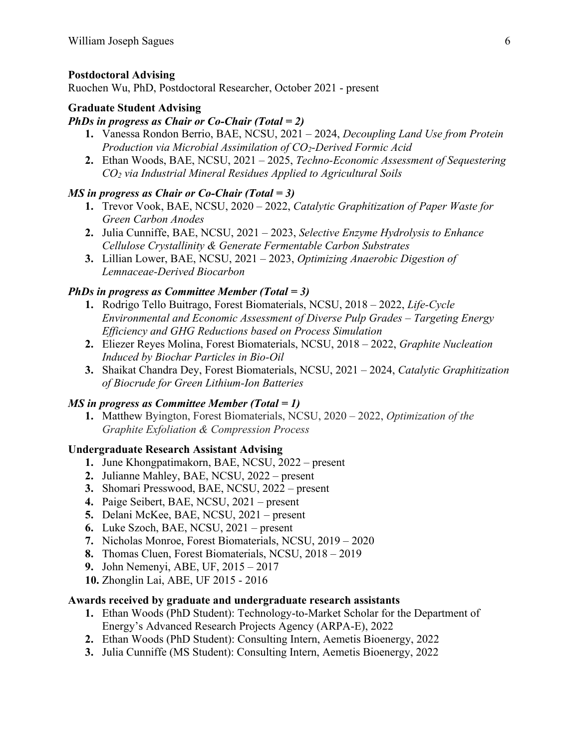**Postdoctoral Advising**

Ruochen Wu, PhD, Postdoctoral Researcher, October 2021 - present

**Graduate Student Advising**

***PhDs in progress as Chair or Co-Chair (Total = 2)***

1. Vanessa Rondon Berrio, BAE, NCSU, 2021 – 2024, *Decoupling Land Use from Protein Production via Microbial Assimilation of $CO_2$-Derived Formic Acid*
2. Ethan Woods, BAE, NCSU, 2021 – 2025, *Techno-Economic Assessment of Sequestering $CO_2$ via Industrial Mineral Residues Applied to Agricultural Soils*

***MS in progress as Chair or Co-Chair (Total = 3)***

1. Trevor Vook, BAE, NCSU, 2020 – 2022, *Catalytic Graphitization of Paper Waste for Green Carbon Anodes*
2. Julia Cunniffe, BAE, NCSU, 2021 – 2023, *Selective Enzyme Hydrolysis to Enhance Cellulose Crystallinity & Generate Fermentable Carbon Substrates*
3. Lillian Lower, BAE, NCSU, 2021 – 2023, *Optimizing Anaerobic Digestion of Lemnaceae-Derived Biocarbon*

***PhDs in progress as Committee Member (Total = 3)***

1. Rodrigo Tello Buitrago, Forest Biomaterials, NCSU, 2018 – 2022, *Life-Cycle Environmental and Economic Assessment of Diverse Pulp Grades – Targeting Energy Efficiency and GHG Reductions based on Process Simulation*
2. Eliezer Reyes Molina, Forest Biomaterials, NCSU, 2018 – 2022, *Graphite Nucleation Induced by Biochar Particles in Bio-Oil*
3. Shaikat Chandra Dey, Forest Biomaterials, NCSU, 2021 – 2024, *Catalytic Graphitization of Biocrude for Green Lithium-Ion Batteries*

***MS in progress as Committee Member (Total = 1)***

1. Matthew Byington, Forest Biomaterials, NCSU, 2020 – 2022, *Optimization of the Graphite Exfoliation & Compression Process*

**Undergraduate Research Assistant Advising**

1. June Khongpatimakorn, BAE, NCSU, 2022 – present
2. Julianne Mahley, BAE, NCSU, 2022 – present
3. Shomari Presswood, BAE, NCSU, 2022 – present
4. Paige Seibert, BAE, NCSU, 2021 – present
5. Delani McKee, BAE, NCSU, 2021 – present
6. Luke Szoch, BAE, NCSU, 2021 – present
7. Nicholas Monroe, Forest Biomaterials, NCSU, 2019 – 2020
8. Thomas Cluen, Forest Biomaterials, NCSU, 2018 – 2019
9. John Nemenyi, ABE, UF, 2015 – 2017
10. Zhonglin Lai, ABE, UF 2015 - 2016

**Awards received by graduate and undergraduate research assistants**

1. Ethan Woods (PhD Student): Technology-to-Market Scholar for the Department of Energy's Advanced Research Projects Agency (ARPA-E), 2022
2. Ethan Woods (PhD Student): Consulting Intern, Aemetis Bioenergy, 2022
3. Julia Cunniffe (MS Student): Consulting Intern, Aemetis Bioenergy, 2022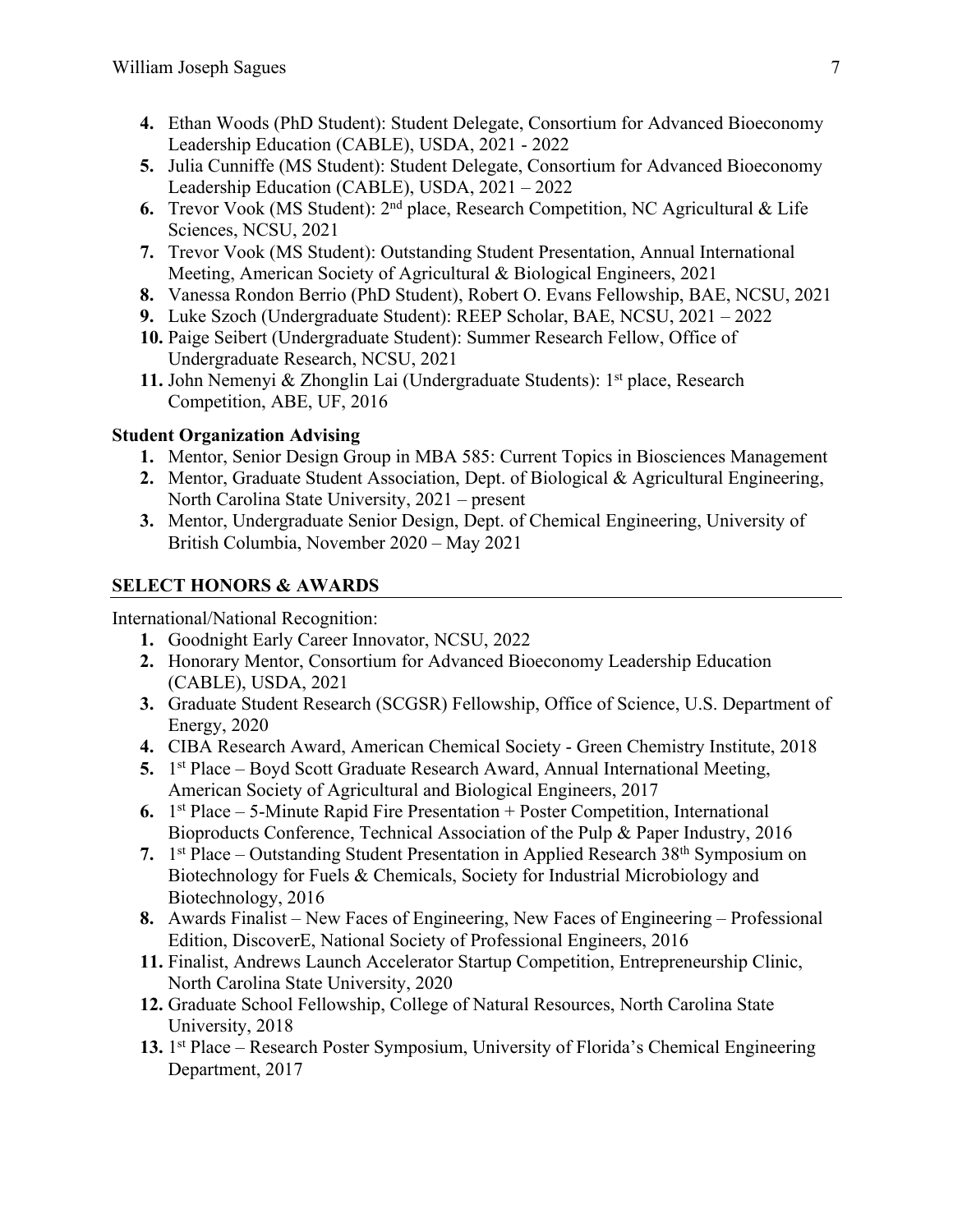4. Ethan Woods (PhD Student): Student Delegate, Consortium for Advanced Bioeconomy Leadership Education (CABLE), USDA, 2021 - 2022
5. Julia Cunniffe (MS Student): Student Delegate, Consortium for Advanced Bioeconomy Leadership Education (CABLE), USDA, 2021 – 2022
6. Trevor Vook (MS Student): 2nd place, Research Competition, NC Agricultural & Life Sciences, NCSU, 2021
7. Trevor Vook (MS Student): Outstanding Student Presentation, Annual International Meeting, American Society of Agricultural & Biological Engineers, 2021
8. Vanessa Rondon Berrio (PhD Student), Robert O. Evans Fellowship, BAE, NCSU, 2021
9. Luke Szoch (Undergraduate Student): REEP Scholar, BAE, NCSU, 2021 – 2022
10. Paige Seibert (Undergraduate Student): Summer Research Fellow, Office of Undergraduate Research, NCSU, 2021
11. John Nemenyi & Zhonglin Lai (Undergraduate Students): 1st place, Research Competition, ABE, UF, 2016

**Student Organization Advising**

1. Mentor, Senior Design Group in MBA 585: Current Topics in Biosciences Management
2. Mentor, Graduate Student Association, Dept. of Biological & Agricultural Engineering, North Carolina State University, 2021 – present
3. Mentor, Undergraduate Senior Design, Dept. of Chemical Engineering, University of British Columbia, November 2020 – May 2021

## SELECT HONORS & AWARDS

International/National Recognition:

1. Goodnight Early Career Innovator, NCSU, 2022
2. Honorary Mentor, Consortium for Advanced Bioeconomy Leadership Education (CABLE), USDA, 2021
3. Graduate Student Research (SCGSR) Fellowship, Office of Science, U.S. Department of Energy, 2020
4. CIBA Research Award, American Chemical Society - Green Chemistry Institute, 2018
5. 1st Place – Boyd Scott Graduate Research Award, Annual International Meeting, American Society of Agricultural and Biological Engineers, 2017
6. 1st Place – 5-Minute Rapid Fire Presentation + Poster Competition, International Bioproducts Conference, Technical Association of the Pulp & Paper Industry, 2016
7. 1st Place – Outstanding Student Presentation in Applied Research 38th Symposium on Biotechnology for Fuels & Chemicals, Society for Industrial Microbiology and Biotechnology, 2016
8. Awards Finalist – New Faces of Engineering, New Faces of Engineering – Professional Edition, DiscoverE, National Society of Professional Engineers, 2016

11. Finalist, Andrews Launch Accelerator Startup Competition, Entrepreneurship Clinic, North Carolina State University, 2020
12. Graduate School Fellowship, College of Natural Resources, North Carolina State University, 2018
13. 1st Place – Research Poster Symposium, University of Florida's Chemical Engineering Department, 2017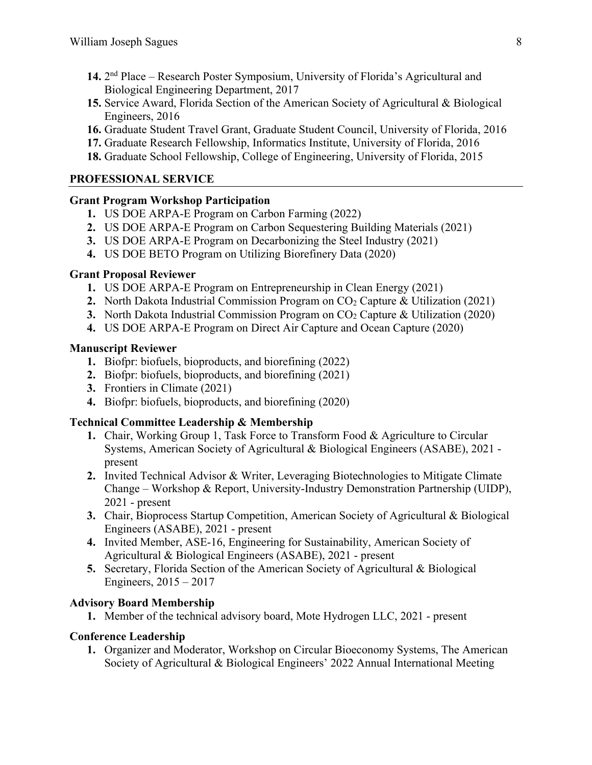14. 2nd Place – Research Poster Symposium, University of Florida's Agricultural and Biological Engineering Department, 2017
15. Service Award, Florida Section of the American Society of Agricultural & Biological Engineers, 2016
16. Graduate Student Travel Grant, Graduate Student Council, University of Florida, 2016
17. Graduate Research Fellowship, Informatics Institute, University of Florida, 2016
18. Graduate School Fellowship, College of Engineering, University of Florida, 2015

## PROFESSIONAL SERVICE

### Grant Program Workshop Participation

1. US DOE ARPA-E Program on Carbon Farming (2022)
2. US DOE ARPA-E Program on Carbon Sequestering Building Materials (2021)
3. US DOE ARPA-E Program on Decarbonizing the Steel Industry (2021)
4. US DOE BETO Program on Utilizing Biorefinery Data (2020)

### Grant Proposal Reviewer

1. US DOE ARPA-E Program on Entrepreneurship in Clean Energy (2021)
2. North Dakota Industrial Commission Program on $CO_2$ Capture & Utilization (2021)
3. North Dakota Industrial Commission Program on $CO_2$ Capture & Utilization (2020)
4. US DOE ARPA-E Program on Direct Air Capture and Ocean Capture (2020)

### Manuscript Reviewer

1. Biofpr: biofuels, bioproducts, and biorefining (2022)
2. Biofpr: biofuels, bioproducts, and biorefining (2021)
3. Frontiers in Climate (2021)
4. Biofpr: biofuels, bioproducts, and biorefining (2020)

### Technical Committee Leadership & Membership

1. Chair, Working Group 1, Task Force to Transform Food & Agriculture to Circular Systems, American Society of Agricultural & Biological Engineers (ASABE), 2021 - present
2. Invited Technical Advisor & Writer, Leveraging Biotechnologies to Mitigate Climate Change – Workshop & Report, University-Industry Demonstration Partnership (UIDP), 2021 - present
3. Chair, Bioprocess Startup Competition, American Society of Agricultural & Biological Engineers (ASABE), 2021 - present
4. Invited Member, ASE-16, Engineering for Sustainability, American Society of Agricultural & Biological Engineers (ASABE), 2021 - present
5. Secretary, Florida Section of the American Society of Agricultural & Biological Engineers, 2015 – 2017

### Advisory Board Membership

1. Member of the technical advisory board, Mote Hydrogen LLC, 2021 - present

### Conference Leadership

1. Organizer and Moderator, Workshop on Circular Bioeconomy Systems, The American Society of Agricultural & Biological Engineers' 2022 Annual International Meeting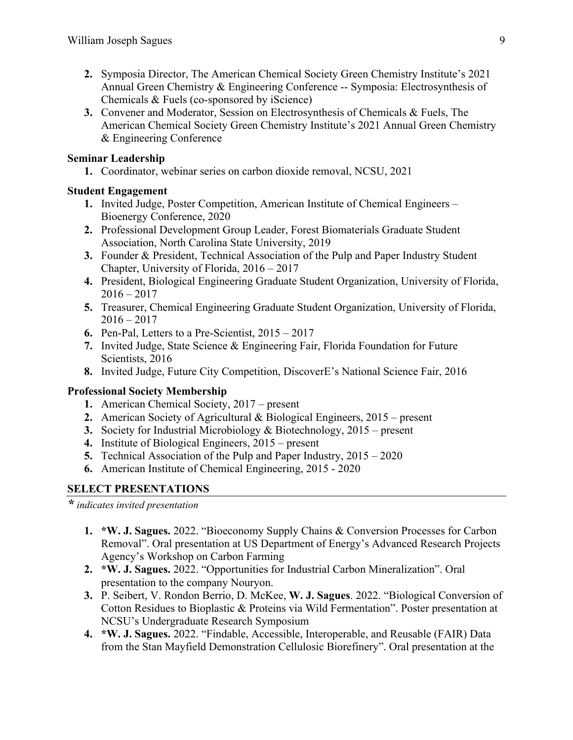2. **2.** Symposia Director, The American Chemical Society Green Chemistry Institute's 2021 Annual Green Chemistry & Engineering Conference -- Symposia: Electrosynthesis of Chemicals & Fuels (co-sponsored by iScience)
3. **3.** Convener and Moderator, Session on Electrosynthesis of Chemicals & Fuels, The American Chemical Society Green Chemistry Institute's 2021 Annual Green Chemistry & Engineering Conference

**Seminar Leadership**

1. **1.** Coordinator, webinar series on carbon dioxide removal, NCSU, 2021

**Student Engagement**

1. **1.** Invited Judge, Poster Competition, American Institute of Chemical Engineers – Bioenergy Conference, 2020
2. **2.** Professional Development Group Leader, Forest Biomaterials Graduate Student Association, North Carolina State University, 2019
3. **3.** Founder & President, Technical Association of the Pulp and Paper Industry Student Chapter, University of Florida, 2016 – 2017
4. **4.** President, Biological Engineering Graduate Student Organization, University of Florida, 2016 – 2017
5. **5.** Treasurer, Chemical Engineering Graduate Student Organization, University of Florida, 2016 – 2017
6. **6.** Pen-Pal, Letters to a Pre-Scientist, 2015 – 2017
7. **7.** Invited Judge, State Science & Engineering Fair, Florida Foundation for Future Scientists, 2016
8. **8.** Invited Judge, Future City Competition, DiscoverE's National Science Fair, 2016

**Professional Society Membership**

1. **1.** American Chemical Society, 2017 – present
2. **2.** American Society of Agricultural & Biological Engineers, 2015 – present
3. **3.** Society for Industrial Microbiology & Biotechnology, 2015 – present
4. **4.** Institute of Biological Engineers, 2015 – present
5. **5.** Technical Association of the Pulp and Paper Industry, 2015 – 2020
6. **6.** American Institute of Chemical Engineering, 2015 - 2020

## SELECT PRESENTATIONS

*\* indicates invited presentation*

1. **1.** **\*W. J. Sagues.** 2022. "Bioeconomy Supply Chains & Conversion Processes for Carbon Removal". Oral presentation at US Department of Energy's Advanced Research Projects Agency's Workshop on Carbon Farming
2. **2.** **\*W. J. Sagues.** 2022. "Opportunities for Industrial Carbon Mineralization". Oral presentation to the company Nouryon.
3. **3.** P. Seibert, V. Rondon Berrio, D. McKee, **W. J. Sagues**. 2022. "Biological Conversion of Cotton Residues to Bioplastic & Proteins via Wild Fermentation". Poster presentation at NCSU's Undergraduate Research Symposium
4. **4.** **\*W. J. Sagues.** 2022. "Findable, Accessible, Interoperable, and Reusable (FAIR) Data from the Stan Mayfield Demonstration Cellulosic Biorefinery". Oral presentation at the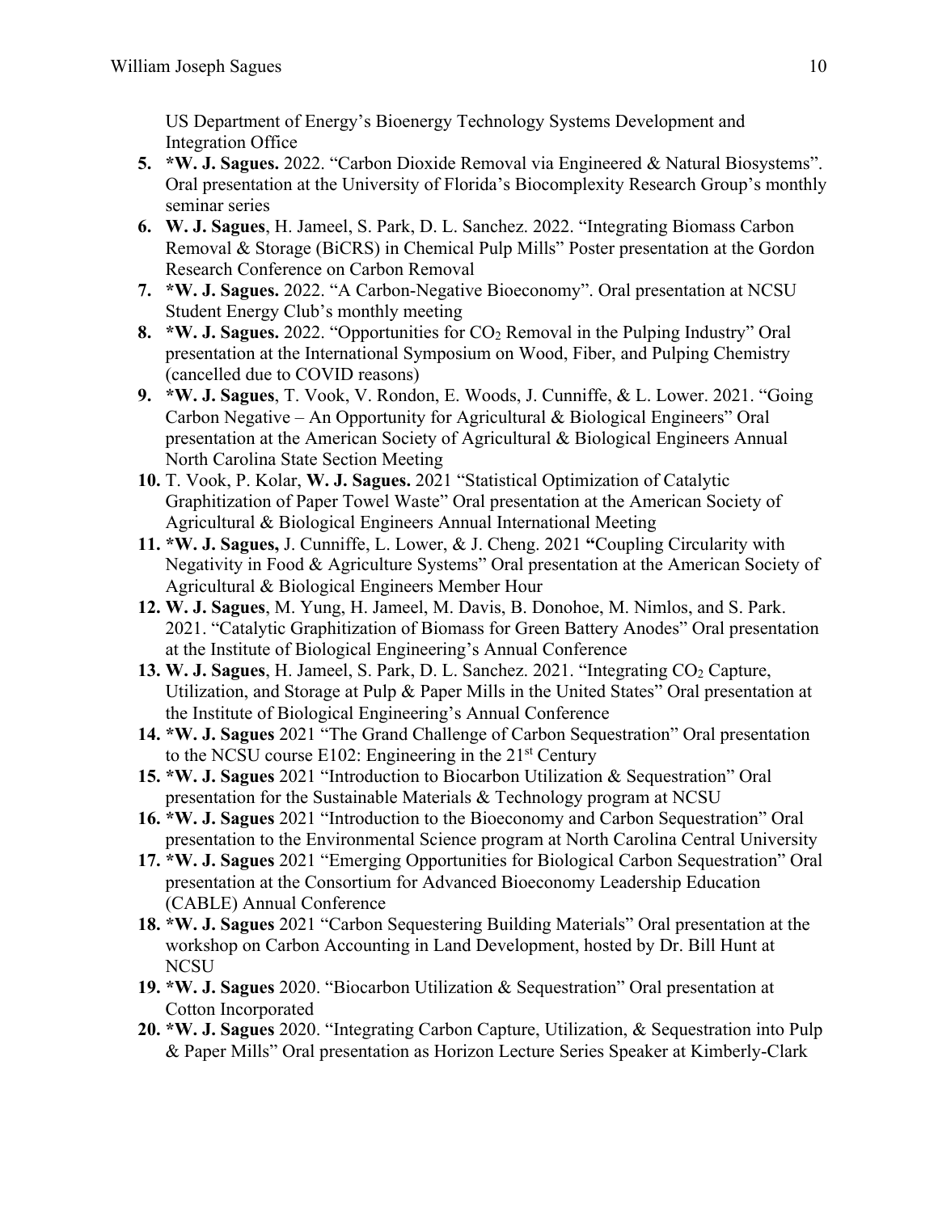US Department of Energy's Bioenergy Technology Systems Development and Integration Office

5. ***W. J. Sagues.** 2022. "Carbon Dioxide Removal via Engineered & Natural Biosystems". Oral presentation at the University of Florida's Biocomplexity Research Group's monthly seminar series
6. **W. J. Sagues**, H. Jameel, S. Park, D. L. Sanchez. 2022. "Integrating Biomass Carbon Removal & Storage (BiCRS) in Chemical Pulp Mills" Poster presentation at the Gordon Research Conference on Carbon Removal
7. ***W. J. Sagues.** 2022. "A Carbon-Negative Bioeconomy". Oral presentation at NCSU Student Energy Club's monthly meeting
8. ***W. J. Sagues.** 2022. "Opportunities for $CO_2$ Removal in the Pulping Industry" Oral presentation at the International Symposium on Wood, Fiber, and Pulping Chemistry (cancelled due to COVID reasons)
9. ***W. J. Sagues**, T. Vook, V. Rondon, E. Woods, J. Cunniffe, & L. Lower. 2021. "Going Carbon Negative – An Opportunity for Agricultural & Biological Engineers" Oral presentation at the American Society of Agricultural & Biological Engineers Annual North Carolina State Section Meeting
10. T. Vook, P. Kolar, **W. J. Sagues.** 2021 "Statistical Optimization of Catalytic Graphitization of Paper Towel Waste" Oral presentation at the American Society of Agricultural & Biological Engineers Annual International Meeting
11. ***W. J. Sagues,** J. Cunniffe, L. Lower, & J. Cheng. 2021 **"**Coupling Circularity with Negativity in Food & Agriculture Systems" Oral presentation at the American Society of Agricultural & Biological Engineers Member Hour
12. **W. J. Sagues**, M. Yung, H. Jameel, M. Davis, B. Donohoe, M. Nimlos, and S. Park. 2021. "Catalytic Graphitization of Biomass for Green Battery Anodes" Oral presentation at the Institute of Biological Engineering's Annual Conference
13. **W. J. Sagues**, H. Jameel, S. Park, D. L. Sanchez. 2021. "Integrating $CO_2$ Capture, Utilization, and Storage at Pulp & Paper Mills in the United States" Oral presentation at the Institute of Biological Engineering's Annual Conference
14. ***W. J. Sagues** 2021 "The Grand Challenge of Carbon Sequestration" Oral presentation to the NCSU course E102: Engineering in the 21st Century
15. ***W. J. Sagues** 2021 "Introduction to Biocarbon Utilization & Sequestration" Oral presentation for the Sustainable Materials & Technology program at NCSU
16. ***W. J. Sagues** 2021 "Introduction to the Bioeconomy and Carbon Sequestration" Oral presentation to the Environmental Science program at North Carolina Central University
17. ***W. J. Sagues** 2021 "Emerging Opportunities for Biological Carbon Sequestration" Oral presentation at the Consortium for Advanced Bioeconomy Leadership Education (CABLE) Annual Conference
18. ***W. J. Sagues** 2021 "Carbon Sequestering Building Materials" Oral presentation at the workshop on Carbon Accounting in Land Development, hosted by Dr. Bill Hunt at NCSU
19. ***W. J. Sagues** 2020. "Biocarbon Utilization & Sequestration" Oral presentation at Cotton Incorporated
20. ***W. J. Sagues** 2020. "Integrating Carbon Capture, Utilization, & Sequestration into Pulp & Paper Mills" Oral presentation as Horizon Lecture Series Speaker at Kimberly-Clark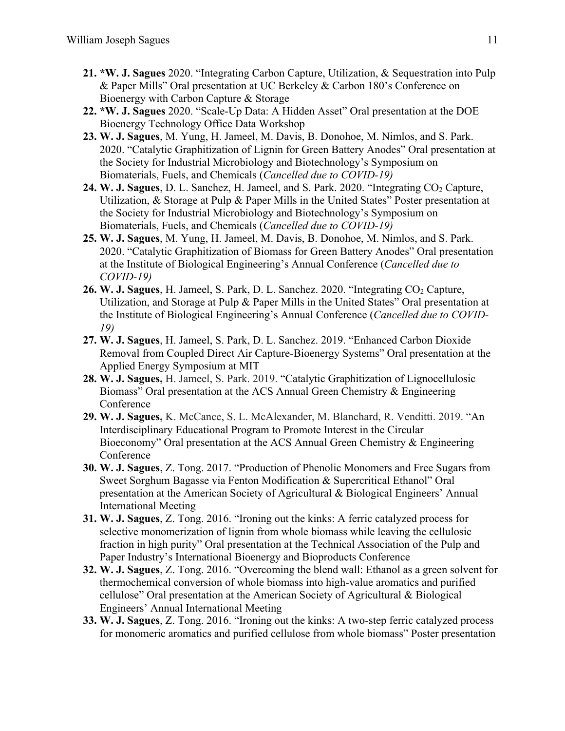21. **\*W. J. Sagues** 2020. “Integrating Carbon Capture, Utilization, & Sequestration into Pulp & Paper Mills” Oral presentation at UC Berkeley & Carbon 180’s Conference on Bioenergy with Carbon Capture & Storage
22. **\*W. J. Sagues** 2020. “Scale-Up Data: A Hidden Asset” Oral presentation at the DOE Bioenergy Technology Office Data Workshop
23. **W. J. Sagues**, M. Yung, H. Jameel, M. Davis, B. Donohoe, M. Nimlos, and S. Park. 2020. “Catalytic Graphitization of Lignin for Green Battery Anodes” Oral presentation at the Society for Industrial Microbiology and Biotechnology’s Symposium on Biomaterials, Fuels, and Chemicals (*Cancelled due to COVID-19)*
24. **W. J. Sagues**, D. L. Sanchez, H. Jameel, and S. Park. 2020. “Integrating $CO_2$ Capture, Utilization, & Storage at Pulp & Paper Mills in the United States” Poster presentation at the Society for Industrial Microbiology and Biotechnology’s Symposium on Biomaterials, Fuels, and Chemicals (*Cancelled due to COVID-19)*
25. **W. J. Sagues**, M. Yung, H. Jameel, M. Davis, B. Donohoe, M. Nimlos, and S. Park. 2020. “Catalytic Graphitization of Biomass for Green Battery Anodes” Oral presentation at the Institute of Biological Engineering’s Annual Conference (*Cancelled due to COVID-19)*
26. **W. J. Sagues**, H. Jameel, S. Park, D. L. Sanchez. 2020. “Integrating $CO_2$ Capture, Utilization, and Storage at Pulp & Paper Mills in the United States” Oral presentation at the Institute of Biological Engineering’s Annual Conference (*Cancelled due to COVID-19)*
27. **W. J. Sagues**, H. Jameel, S. Park, D. L. Sanchez. 2019. “Enhanced Carbon Dioxide Removal from Coupled Direct Air Capture-Bioenergy Systems” Oral presentation at the Applied Energy Symposium at MIT
28. **W. J. Sagues,** H. Jameel, S. Park. 2019. “Catalytic Graphitization of Lignocellulosic Biomass” Oral presentation at the ACS Annual Green Chemistry & Engineering Conference
29. **W. J. Sagues,** K. McCance, S. L. McAlexander, M. Blanchard, R. Venditti. 2019. “An Interdisciplinary Educational Program to Promote Interest in the Circular Bioeconomy” Oral presentation at the ACS Annual Green Chemistry & Engineering Conference
30. **W. J. Sagues**, Z. Tong. 2017. “Production of Phenolic Monomers and Free Sugars from Sweet Sorghum Bagasse via Fenton Modification & Supercritical Ethanol” Oral presentation at the American Society of Agricultural & Biological Engineers’ Annual International Meeting
31. **W. J. Sagues**, Z. Tong. 2016. “Ironing out the kinks: A ferric catalyzed process for selective monomerization of lignin from whole biomass while leaving the cellulosic fraction in high purity” Oral presentation at the Technical Association of the Pulp and Paper Industry’s International Bioenergy and Bioproducts Conference
32. **W. J. Sagues**, Z. Tong. 2016. “Overcoming the blend wall: Ethanol as a green solvent for thermochemical conversion of whole biomass into high-value aromatics and purified cellulose” Oral presentation at the American Society of Agricultural & Biological Engineers’ Annual International Meeting
33. **W. J. Sagues**, Z. Tong. 2016. “Ironing out the kinks: A two-step ferric catalyzed process for monomeric aromatics and purified cellulose from whole biomass” Poster presentation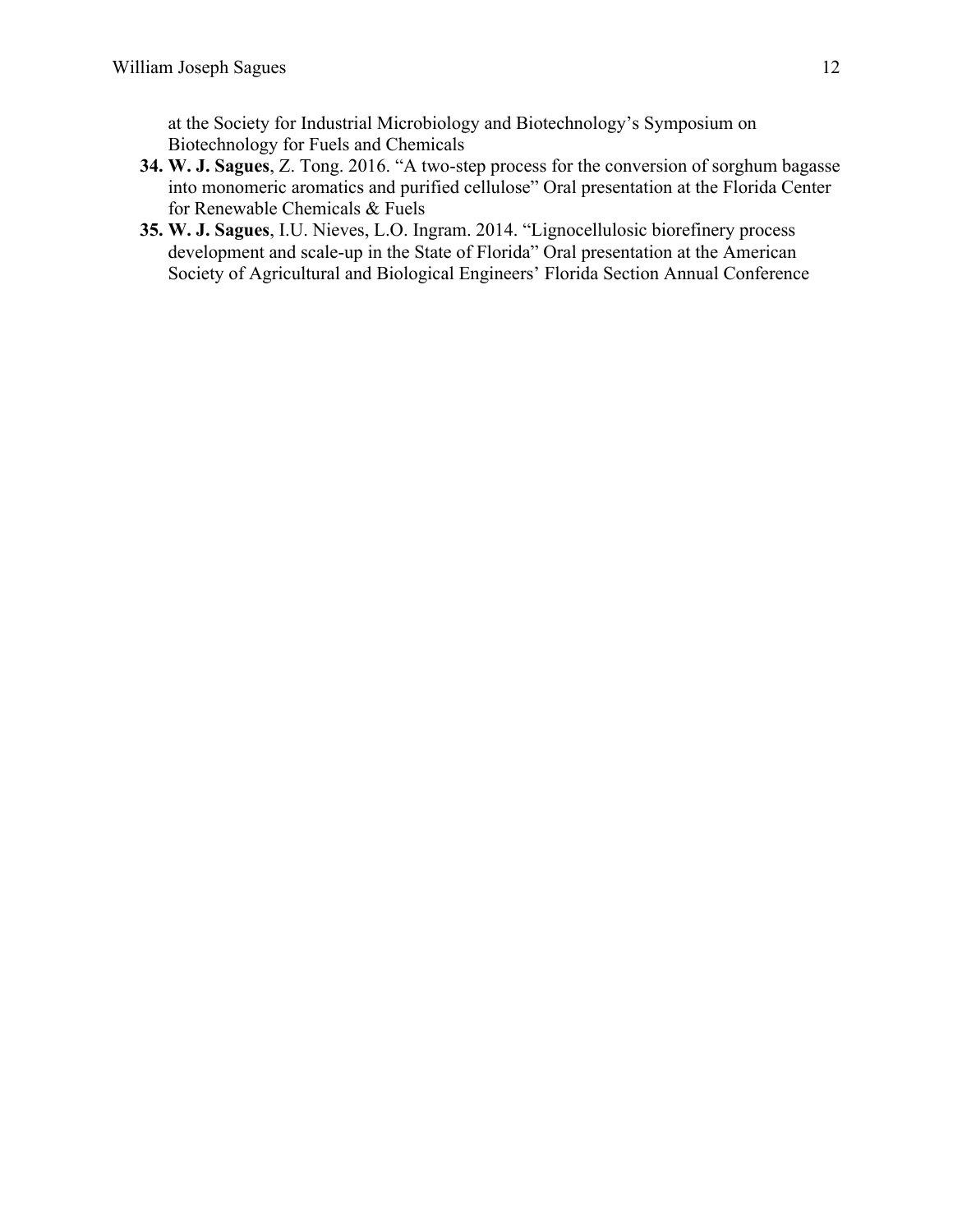at the Society for Industrial Microbiology and Biotechnology's Symposium on Biotechnology for Fuels and Chemicals

34. **W. J. Sagues**, Z. Tong. 2016. "A two-step process for the conversion of sorghum bagasse into monomeric aromatics and purified cellulose" Oral presentation at the Florida Center for Renewable Chemicals & Fuels
35. **W. J. Sagues**, I.U. Nieves, L.O. Ingram. 2014. "Lignocellulosic biorefinery process development and scale-up in the State of Florida" Oral presentation at the American Society of Agricultural and Biological Engineers' Florida Section Annual Conference